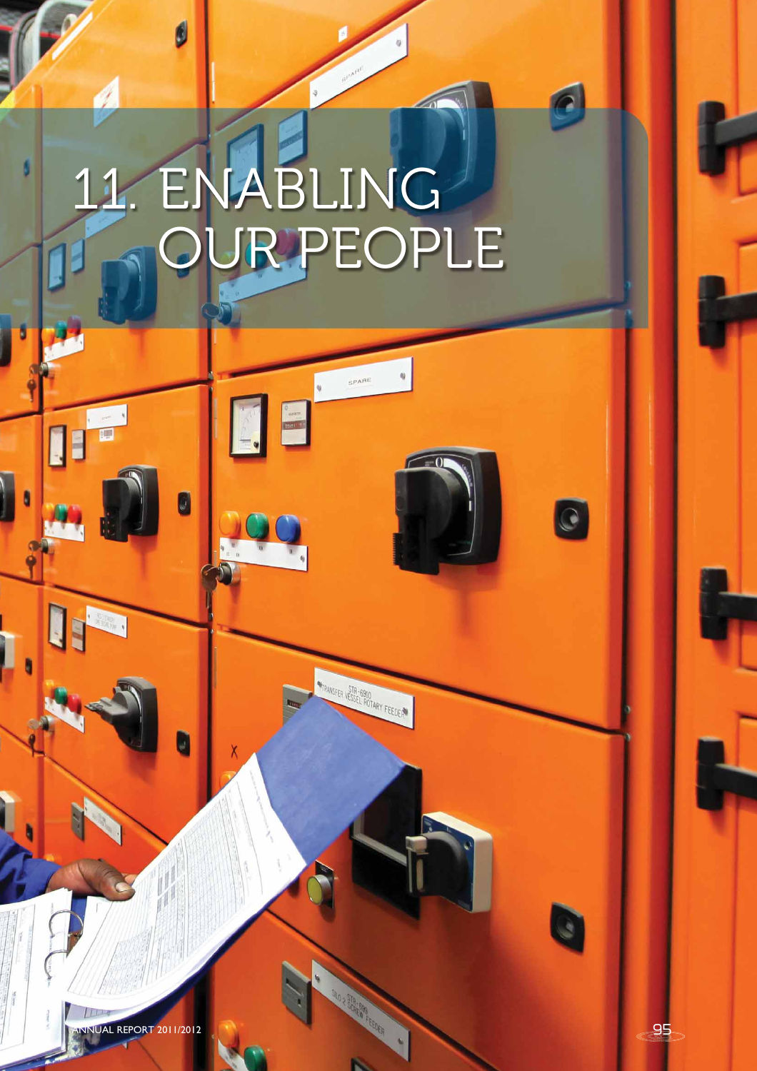# 11. ENABLING OUR PEOPLE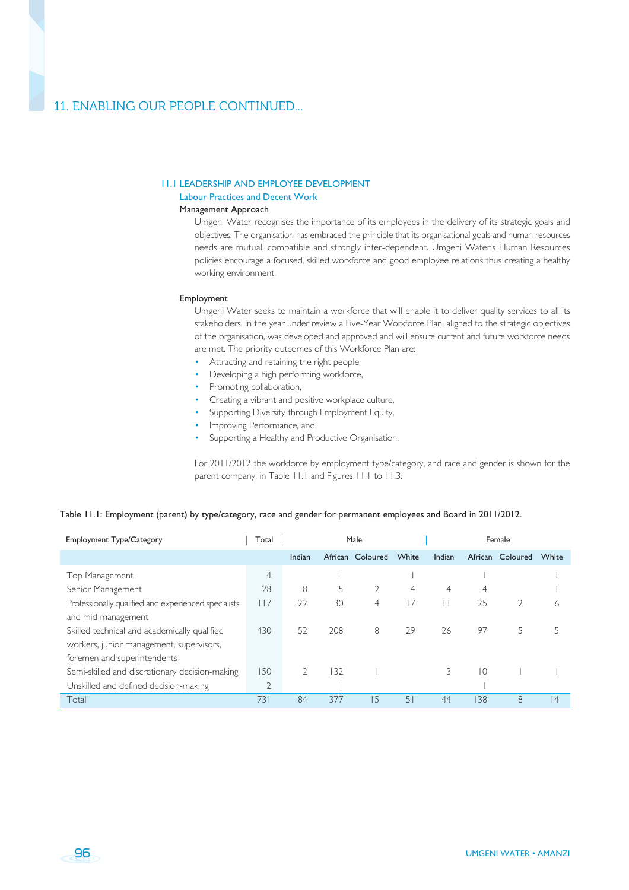# 11. ENABLING OUR PEOPLE CONTINUED...

## 11.1 LEADERSHIP AND EMPLOYEE DEVELOPMENT

### Labour Practices and Decent Work

#### Management Approach

Umgeni Water recognises the importance of its employees in the delivery of its strategic goals and objectives. The organisation has embraced the principle that its organisational goals and human resources needs are mutual, compatible and strongly inter-dependent. Umgeni Water's Human Resources policies encourage a focused, skilled workforce and good employee relations thus creating a healthy working environment.

#### Employment

Umgeni Water seeks to maintain a workforce that will enable it to deliver quality services to all its stakeholders. In the year under review a Five-Year Workforce Plan, aligned to the strategic objectives of the organisation, was developed and approved and will ensure current and future workforce needs are met. The priority outcomes of this Workforce Plan are:

- Attracting and retaining the right people,
- Developing a high performing workforce,
- Promoting collaboration,
- Creating a vibrant and positive workplace culture,
- Supporting Diversity through Employment Equity,
- Improving Performance, and
- Supporting a Healthy and Productive Organisation.

For 2011/2012 the workforce by employment type/category, and race and gender is shown for the parent company, in Table 11.1 and Figures 11.1 to 11.3.

Table 11.1: Employment (parent) by type/category, race and gender for permanent employees and Board in 2011/2012.

| Employment Type/Category | Total | Male | | | | Female | | | |
|---|---|---|---|---|---|---|---|---|---|
| | | Indian | African | Coloured | White | Indian | African | Coloured | White |
| Top Management | 4 | | 1 | | 1 | | 1 | | 1 |
| Senior Management | 28 | 8 | 5 | 2 | 4 | 4 | 4 | | 1 |
| Professionally qualified and experienced specialists and mid-management | 117 | 22 | 30 | 4 | 17 | 11 | 25 | 2 | 6 |
| Skilled technical and academically qualified workers, junior management, supervisors, foremen and superintendents | 430 | 52 | 208 | 8 | 29 | 26 | 97 | 5 | 5 |
| Semi-skilled and discretionary decision-making | 150 | 2 | 132 | 1 | | 3 | 10 | 1 | 1 |
| Unskilled and defined decision-making | 2 | | 1 | | | | 1 | | |
| Total | 731 | 84 | 377 | 15 | 51 | 44 | 138 | 8 | 14 |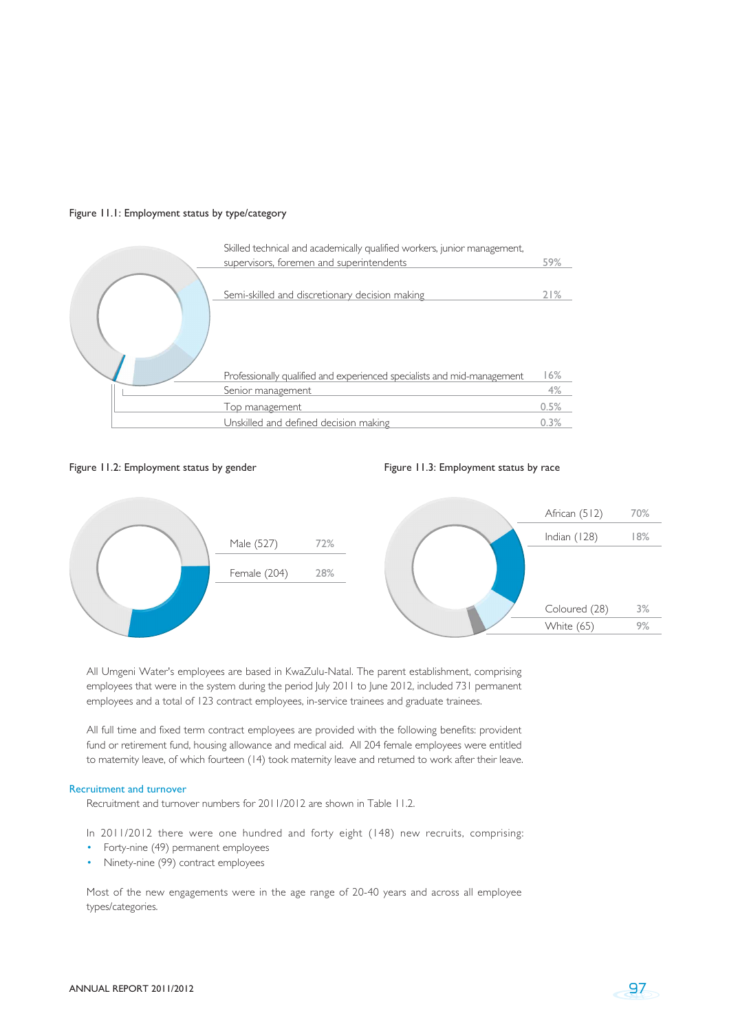Figure 11.1: Employment status by type/category

| Category | % |
|---|---|
| Skilled technical and academically qualified workers, junior management, supervisors, foremen and superintendents | 59% |
| Semi-skilled and discretionary decision making | 21% |
| Professionally qualified and experienced specialists and mid-management | 16% |
| Senior management | 4% |
| Top management | 0.5% |
| Unskilled and defined decision making | 0.3% |

Figure 11.2: Employment status by gender

| Gender | % |
|---|---|
| Male (527) | 72% |
| Female (204) | 28% |

Figure 11.3: Employment status by race

| Race | % |
|---|---|
| African (512) | 70% |
| Indian (128) | 18% |
| Coloured (28) | 3% |
| White (65) | 9% |

All Umgeni Water's employees are based in KwaZulu-Natal. The parent establishment, comprising employees that were in the system during the period July 2011 to June 2012, included 731 permanent employees and a total of 123 contract employees, in-service trainees and graduate trainees.

All full time and fixed term contract employees are provided with the following benefits: provident fund or retirement fund, housing allowance and medical aid. All 204 female employees were entitled to maternity leave, of which fourteen (14) took maternity leave and returned to work after their leave.

## Recruitment and turnover

Recruitment and turnover numbers for 2011/2012 are shown in Table 11.2.

In 2011/2012 there were one hundred and forty eight (148) new recruits, comprising:

- Forty-nine (49) permanent employees
- Ninety-nine (99) contract employees

Most of the new engagements were in the age range of 20-40 years and across all employee types/categories.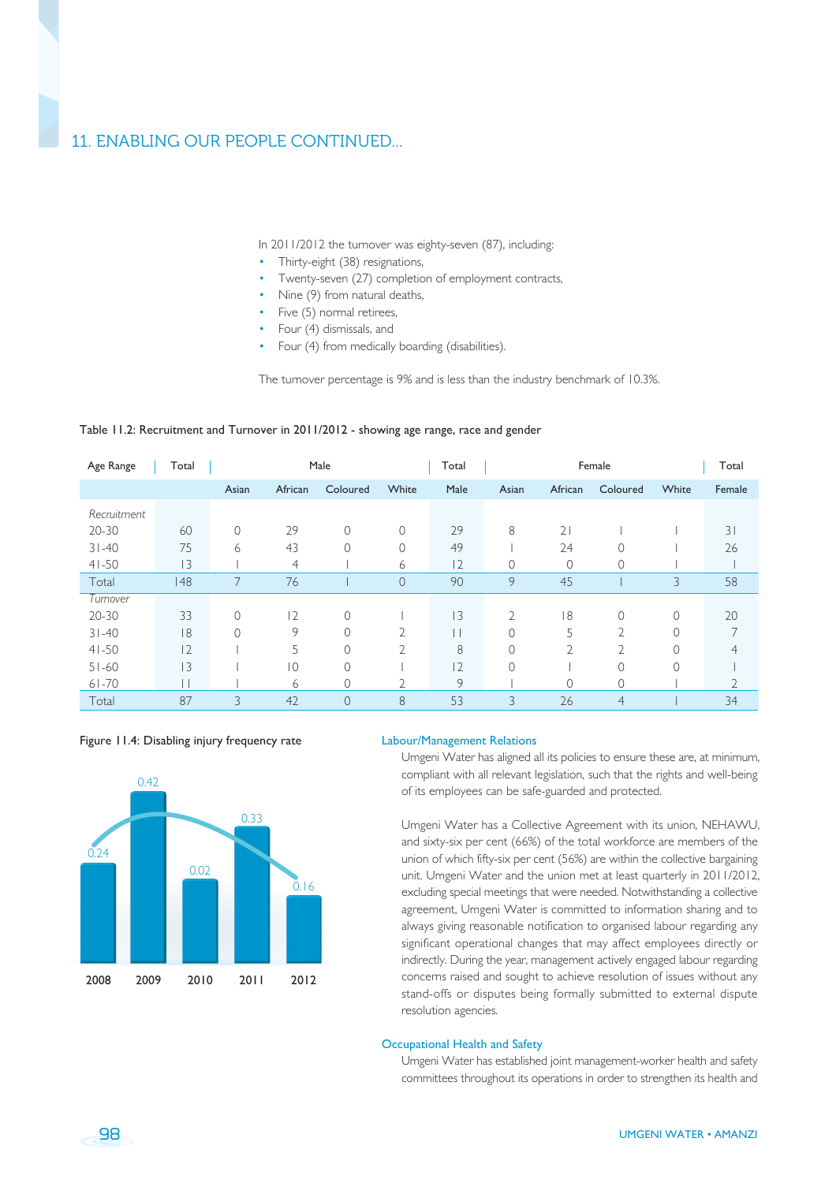## 11. ENABLING OUR PEOPLE CONTINUED...

In 2011/2012 the turnover was eighty-seven (87), including:

- Thirty-eight (38) resignations,
- Twenty-seven (27) completion of employment contracts,
- Nine (9) from natural deaths,
- Five (5) normal retirees,
- Four (4) dismissals, and
- Four (4) from medically boarding (disabilities).

The turnover percentage is 9% and is less than the industry benchmark of 10.3%.

Table 11.2: Recruitment and Turnover in 2011/2012 - showing age range, race and gender

| Age Range | Total | Male | | | | Total | Female | | | | Total |
|---|---|---|---|---|---|---|---|---|---|---|---|
| | | Asian | African | Coloured | White | Male | Asian | African | Coloured | White | Female |
| *Recruitment* | | | | | | | | | | | |
| 20-30 | 60 | 0 | 29 | 0 | 0 | 29 | 8 | 21 | 1 | 1 | 31 |
| 31-40 | 75 | 6 | 43 | 0 | 0 | 49 | 1 | 24 | 0 | 1 | 26 |
| 41-50 | 13 | 1 | 4 | 1 | 6 | 12 | 0 | 0 | 0 | 1 | 1 |
| Total | 148 | 7 | 76 | 1 | 0 | 90 | 9 | 45 | 1 | 3 | 58 |
| *Turnover* | | | | | | | | | | | |
| 20-30 | 33 | 0 | 12 | 0 | 1 | 13 | 2 | 18 | 0 | 0 | 20 |
| 31-40 | 18 | 0 | 9 | 0 | 2 | 11 | 0 | 5 | 2 | 0 | 7 |
| 41-50 | 12 | 1 | 5 | 0 | 2 | 8 | 0 | 2 | 2 | 0 | 4 |
| 51-60 | 13 | 1 | 10 | 0 | 1 | 12 | 0 | 1 | 0 | 0 | 1 |
| 61-70 | 11 | 1 | 6 | 0 | 2 | 9 | 1 | 0 | 0 | 1 | 2 |
| Total | 87 | 3 | 42 | 0 | 8 | 53 | 3 | 26 | 4 | 1 | 34 |

Figure 11.4: Disabling injury frequency rate

| Year | Rate |
|---|---|
| 2008 | 0.24 |
| 2009 | 0.42 |
| 2010 | 0.02 |
| 2011 | 0.33 |
| 2012 | 0.16 |

### Labour/Management Relations

Umgeni Water has aligned all its policies to ensure these are, at minimum, compliant with all relevant legislation, such that the rights and well-being of its employees can be safe-guarded and protected.

Umgeni Water has a Collective Agreement with its union, NEHAWU, and sixty-six per cent (66%) of the total workforce are members of the union of which fifty-six per cent (56%) are within the collective bargaining unit. Umgeni Water and the union met at least quarterly in 2011/2012, excluding special meetings that were needed. Notwithstanding a collective agreement, Umgeni Water is committed to information sharing and to always giving reasonable notification to organised labour regarding any significant operational changes that may affect employees directly or indirectly. During the year, management actively engaged labour regarding concerns raised and sought to achieve resolution of issues without any stand-offs or disputes being formally submitted to external dispute resolution agencies.

### Occupational Health and Safety

Umgeni Water has established joint management-worker health and safety committees throughout its operations in order to strengthen its health and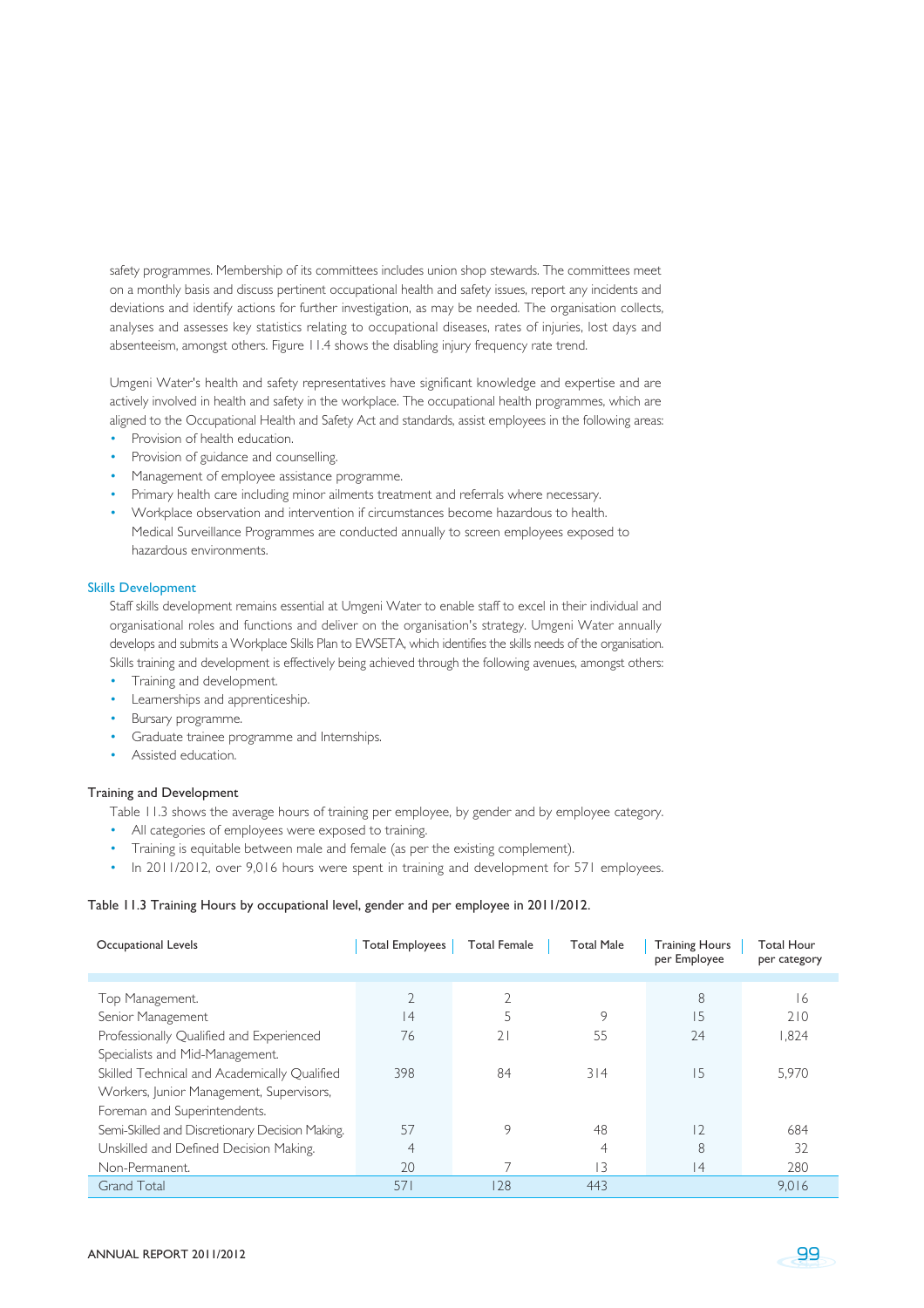safety programmes. Membership of its committees includes union shop stewards. The committees meet on a monthly basis and discuss pertinent occupational health and safety issues, report any incidents and deviations and identify actions for further investigation, as may be needed. The organisation collects, analyses and assesses key statistics relating to occupational diseases, rates of injuries, lost days and absenteeism, amongst others. Figure 11.4 shows the disabling injury frequency rate trend.

Umgeni Water's health and safety representatives have significant knowledge and expertise and are actively involved in health and safety in the workplace. The occupational health programmes, which are aligned to the Occupational Health and Safety Act and standards, assist employees in the following areas:

- Provision of health education.
- Provision of guidance and counselling.
- Management of employee assistance programme.
- Primary health care including minor ailments treatment and referrals where necessary.
- Workplace observation and intervention if circumstances become hazardous to health. Medical Surveillance Programmes are conducted annually to screen employees exposed to hazardous environments.

## Skills Development

Staff skills development remains essential at Umgeni Water to enable staff to excel in their individual and organisational roles and functions and deliver on the organisation's strategy. Umgeni Water annually develops and submits a Workplace Skills Plan to EWSETA, which identifies the skills needs of the organisation. Skills training and development is effectively being achieved through the following avenues, amongst others:

- Training and development.
- Learnerships and apprenticeship.
- Bursary programme.
- Graduate trainee programme and Internships.
- Assisted education.

### Training and Development

Table 11.3 shows the average hours of training per employee, by gender and by employee category.

- All categories of employees were exposed to training.
- Training is equitable between male and female (as per the existing complement).
- In 2011/2012, over 9,016 hours were spent in training and development for 571 employees.

Table 11.3 Training Hours by occupational level, gender and per employee in 2011/2012.

| Occupational Levels | Total Employees | Total Female | Total Male | Training Hours per Employee | Total Hour per category |
|---|---|---|---|---|---|
| Top Management. | 2 | 2 | | 8 | 16 |
| Senior Management | 14 | 5 | 9 | 15 | 210 |
| Professionally Qualified and Experienced Specialists and Mid-Management. | 76 | 21 | 55 | 24 | 1,824 |
| Skilled Technical and Academically Qualified Workers, Junior Management, Supervisors, Foreman and Superintendents. | 398 | 84 | 314 | 15 | 5,970 |
| Semi-Skilled and Discretionary Decision Making. | 57 | 9 | 48 | 12 | 684 |
| Unskilled and Defined Decision Making. | 4 | | 4 | 8 | 32 |
| Non-Permanent. | 20 | 7 | 13 | 14 | 280 |
| Grand Total | 571 | 128 | 443 | | 9,016 |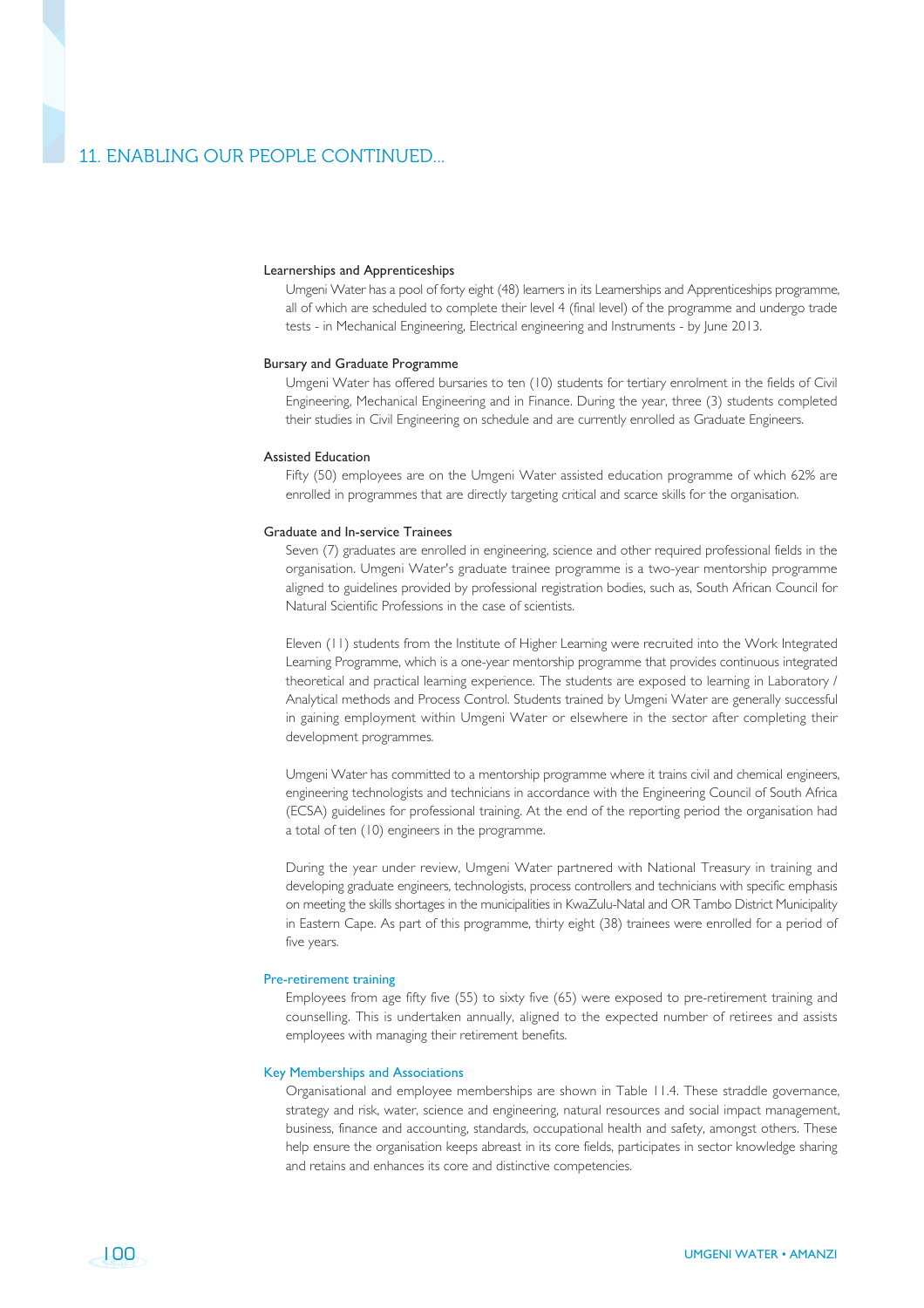## 11. ENABLING OUR PEOPLE CONTINUED...

### Learnerships and Apprenticeships

Umgeni Water has a pool of forty eight (48) learners in its Learnerships and Apprenticeships programme, all of which are scheduled to complete their level 4 (final level) of the programme and undergo trade tests - in Mechanical Engineering, Electrical engineering and Instruments - by June 2013.

### Bursary and Graduate Programme

Umgeni Water has offered bursaries to ten (10) students for tertiary enrolment in the fields of Civil Engineering, Mechanical Engineering and in Finance. During the year, three (3) students completed their studies in Civil Engineering on schedule and are currently enrolled as Graduate Engineers.

### Assisted Education

Fifty (50) employees are on the Umgeni Water assisted education programme of which 62% are enrolled in programmes that are directly targeting critical and scarce skills for the organisation.

### Graduate and In-service Trainees

Seven (7) graduates are enrolled in engineering, science and other required professional fields in the organisation. Umgeni Water's graduate trainee programme is a two-year mentorship programme aligned to guidelines provided by professional registration bodies, such as, South African Council for Natural Scientific Professions in the case of scientists.

Eleven (11) students from the Institute of Higher Learning were recruited into the Work Integrated Learning Programme, which is a one-year mentorship programme that provides continuous integrated theoretical and practical learning experience. The students are exposed to learning in Laboratory / Analytical methods and Process Control. Students trained by Umgeni Water are generally successful in gaining employment within Umgeni Water or elsewhere in the sector after completing their development programmes.

Umgeni Water has committed to a mentorship programme where it trains civil and chemical engineers, engineering technologists and technicians in accordance with the Engineering Council of South Africa (ECSA) guidelines for professional training. At the end of the reporting period the organisation had a total of ten (10) engineers in the programme.

During the year under review, Umgeni Water partnered with National Treasury in training and developing graduate engineers, technologists, process controllers and technicians with specific emphasis on meeting the skills shortages in the municipalities in KwaZulu-Natal and OR Tambo District Municipality in Eastern Cape. As part of this programme, thirty eight (38) trainees were enrolled for a period of five years.

### Pre-retirement training

Employees from age fifty five (55) to sixty five (65) were exposed to pre-retirement training and counselling. This is undertaken annually, aligned to the expected number of retirees and assists employees with managing their retirement benefits.

### Key Memberships and Associations

Organisational and employee memberships are shown in Table 11.4. These straddle governance, strategy and risk, water, science and engineering, natural resources and social impact management, business, finance and accounting, standards, occupational health and safety, amongst others. These help ensure the organisation keeps abreast in its core fields, participates in sector knowledge sharing and retains and enhances its core and distinctive competencies.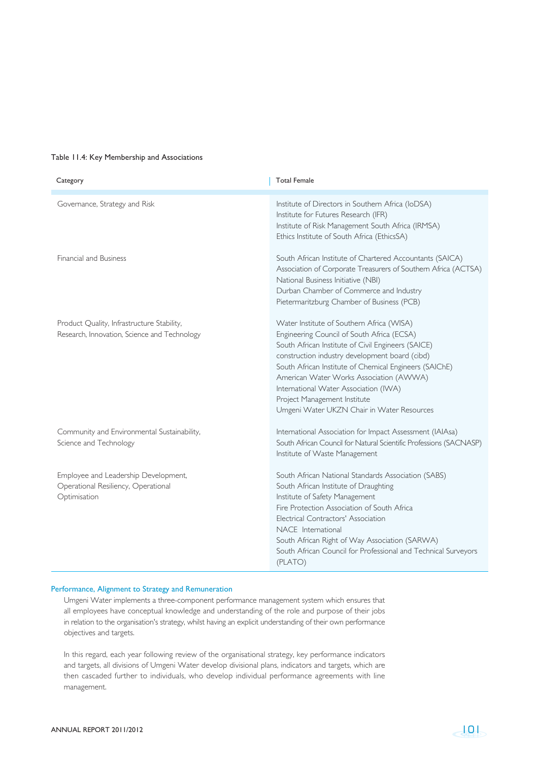Table 11.4: Key Membership and Associations

| Category | Total Female |
|---|---|
| Governance, Strategy and Risk | Institute of Directors in Southern Africa (IoDSA)<br>Institute for Futures Research (IFR)<br>Institute of Risk Management South Africa (IRMSA)<br>Ethics Institute of South Africa (EthicsSA) |
| Financial and Business | South African Institute of Chartered Accountants (SAICA)<br>Association of Corporate Treasurers of Southern Africa (ACTSA)<br>National Business Initiative (NBI)<br>Durban Chamber of Commerce and Industry<br>Pietermaritzburg Chamber of Business (PCB) |
| Product Quality, Infrastructure Stability, Research, Innovation, Science and Technology | Water Institute of Southern Africa (WISA)<br>Engineering Council of South Africa (ECSA)<br>South African Institute of Civil Engineers (SAICE)<br>construction industry development board (cibd)<br>South African Institute of Chemical Engineers (SAIChE)<br>American Water Works Association (AWWA)<br>International Water Association (IWA)<br>Project Management Institute<br>Umgeni Water UKZN Chair in Water Resources |
| Community and Environmental Sustainability, Science and Technology | International Association for Impact Assessment (IAIAsa)<br>South African Council for Natural Scientific Professions (SACNASP)<br>Institute of Waste Management |
| Employee and Leadership Development, Operational Resiliency, Operational Optimisation | South African National Standards Association (SABS)<br>South African Institute of Draughting<br>Institute of Safety Management<br>Fire Protection Association of South Africa<br>Electrical Contractors' Association<br>NACE International<br>South African Right of Way Association (SARWA)<br>South African Council for Professional and Technical Surveyors (PLATO) |

### Performance, Alignment to Strategy and Remuneration

Umgeni Water implements a three-component performance management system which ensures that all employees have conceptual knowledge and understanding of the role and purpose of their jobs in relation to the organisation's strategy, whilst having an explicit understanding of their own performance objectives and targets.

In this regard, each year following review of the organisational strategy, key performance indicators and targets, all divisions of Umgeni Water develop divisional plans, indicators and targets, which are then cascaded further to individuals, who develop individual performance agreements with line management.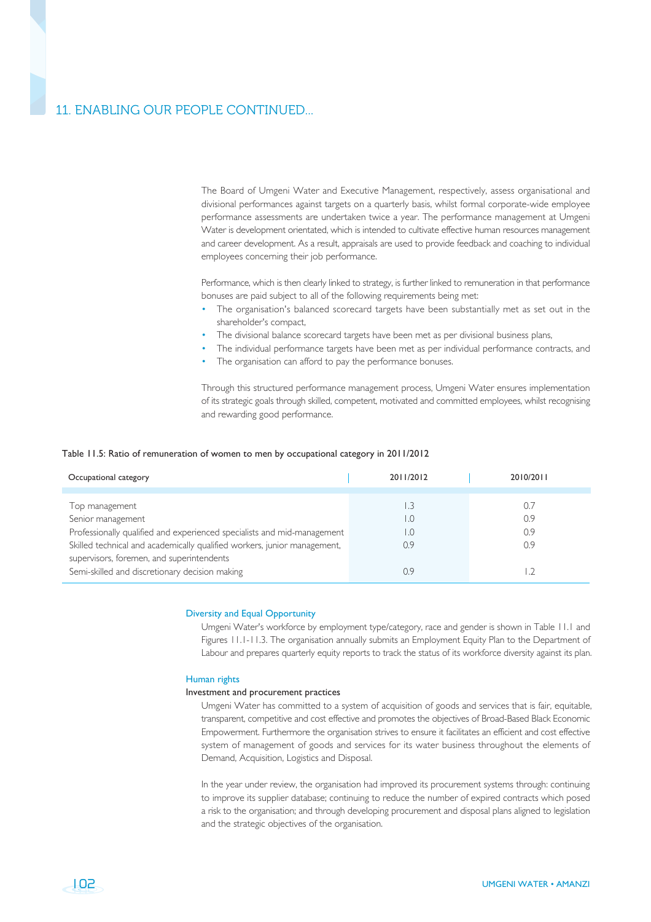## 11. ENABLING OUR PEOPLE CONTINUED...

The Board of Umgeni Water and Executive Management, respectively, assess organisational and divisional performances against targets on a quarterly basis, whilst formal corporate-wide employee performance assessments are undertaken twice a year. The performance management at Umgeni Water is development orientated, which is intended to cultivate effective human resources management and career development. As a result, appraisals are used to provide feedback and coaching to individual employees concerning their job performance.

Performance, which is then clearly linked to strategy, is further linked to remuneration in that performance bonuses are paid subject to all of the following requirements being met:

- The organisation's balanced scorecard targets have been substantially met as set out in the shareholder's compact,
- The divisional balance scorecard targets have been met as per divisional business plans,
- The individual performance targets have been met as per individual performance contracts, and
- The organisation can afford to pay the performance bonuses.

Through this structured performance management process, Umgeni Water ensures implementation of its strategic goals through skilled, competent, motivated and committed employees, whilst recognising and rewarding good performance.

Table 11.5: Ratio of remuneration of women to men by occupational category in 2011/2012

| Occupational category | 2011/2012 | 2010/2011 |
|---|---|---|
| Top management | 1.3 | 0.7 |
| Senior management | 1.0 | 0.9 |
| Professionally qualified and experienced specialists and mid-management | 1.0 | 0.9 |
| Skilled technical and academically qualified workers, junior management, supervisors, foremen, and superintendents | 0.9 | 0.9 |
| Semi-skilled and discretionary decision making | 0.9 | 1.2 |

### Diversity and Equal Opportunity

Umgeni Water's workforce by employment type/category, race and gender is shown in Table 11.1 and Figures 11.1-11.3. The organisation annually submits an Employment Equity Plan to the Department of Labour and prepares quarterly equity reports to track the status of its workforce diversity against its plan.

### Human rights

#### Investment and procurement practices

Umgeni Water has committed to a system of acquisition of goods and services that is fair, equitable, transparent, competitive and cost effective and promotes the objectives of Broad-Based Black Economic Empowerment. Furthermore the organisation strives to ensure it facilitates an efficient and cost effective system of management of goods and services for its water business throughout the elements of Demand, Acquisition, Logistics and Disposal.

In the year under review, the organisation had improved its procurement systems through: continuing to improve its supplier database; continuing to reduce the number of expired contracts which posed a risk to the organisation; and through developing procurement and disposal plans aligned to legislation and the strategic objectives of the organisation.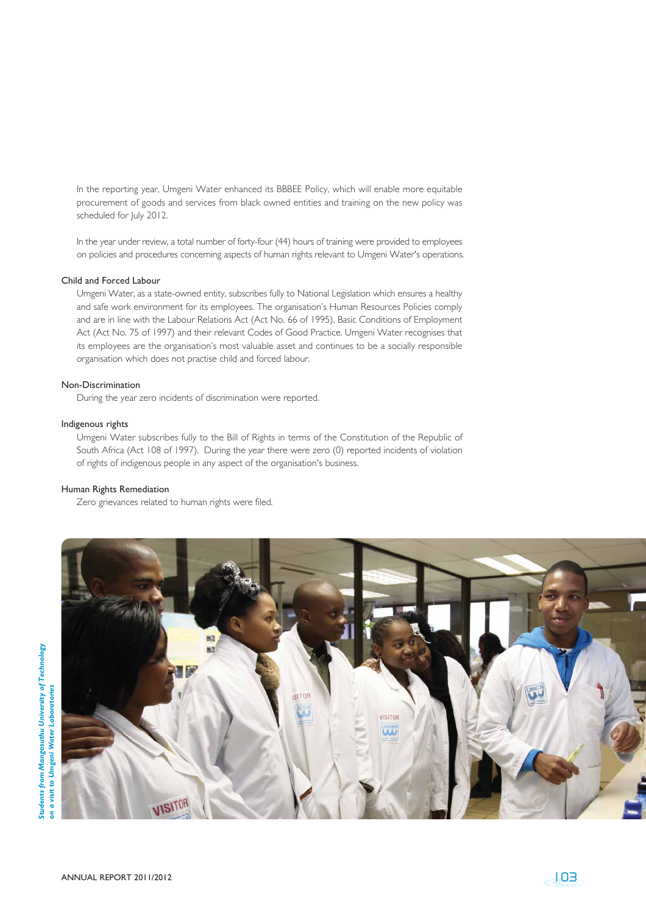In the reporting year, Umgeni Water enhanced its BBBEE Policy, which will enable more equitable procurement of goods and services from black owned entities and training on the new policy was scheduled for July 2012.

In the year under review, a total number of forty-four (44) hours of training were provided to employees on policies and procedures concerning aspects of human rights relevant to Umgeni Water's operations.

### Child and Forced Labour

Umgeni Water, as a state-owned entity, subscribes fully to National Legislation which ensures a healthy and safe work environment for its employees. The organisation's Human Resources Policies comply and are in line with the Labour Relations Act (Act No. 66 of 1995), Basic Conditions of Employment Act (Act No. 75 of 1997) and their relevant Codes of Good Practice. Umgeni Water recognises that its employees are the organisation's most valuable asset and continues to be a socially responsible organisation which does not practise child and forced labour.

### Non-Discrimination

During the year zero incidents of discrimination were reported.

### Indigenous rights

Umgeni Water subscribes fully to the Bill of Rights in terms of the Constitution of the Republic of South Africa (Act 108 of 1997). During the year there were zero (0) reported incidents of violation of rights of indigenous people in any aspect of the organisation's business.

### Human Rights Remediation

Zero grievances related to human rights were filed.

*Students from Mangosuthu University of Technology on a visit to Umgeni Water Laboratories*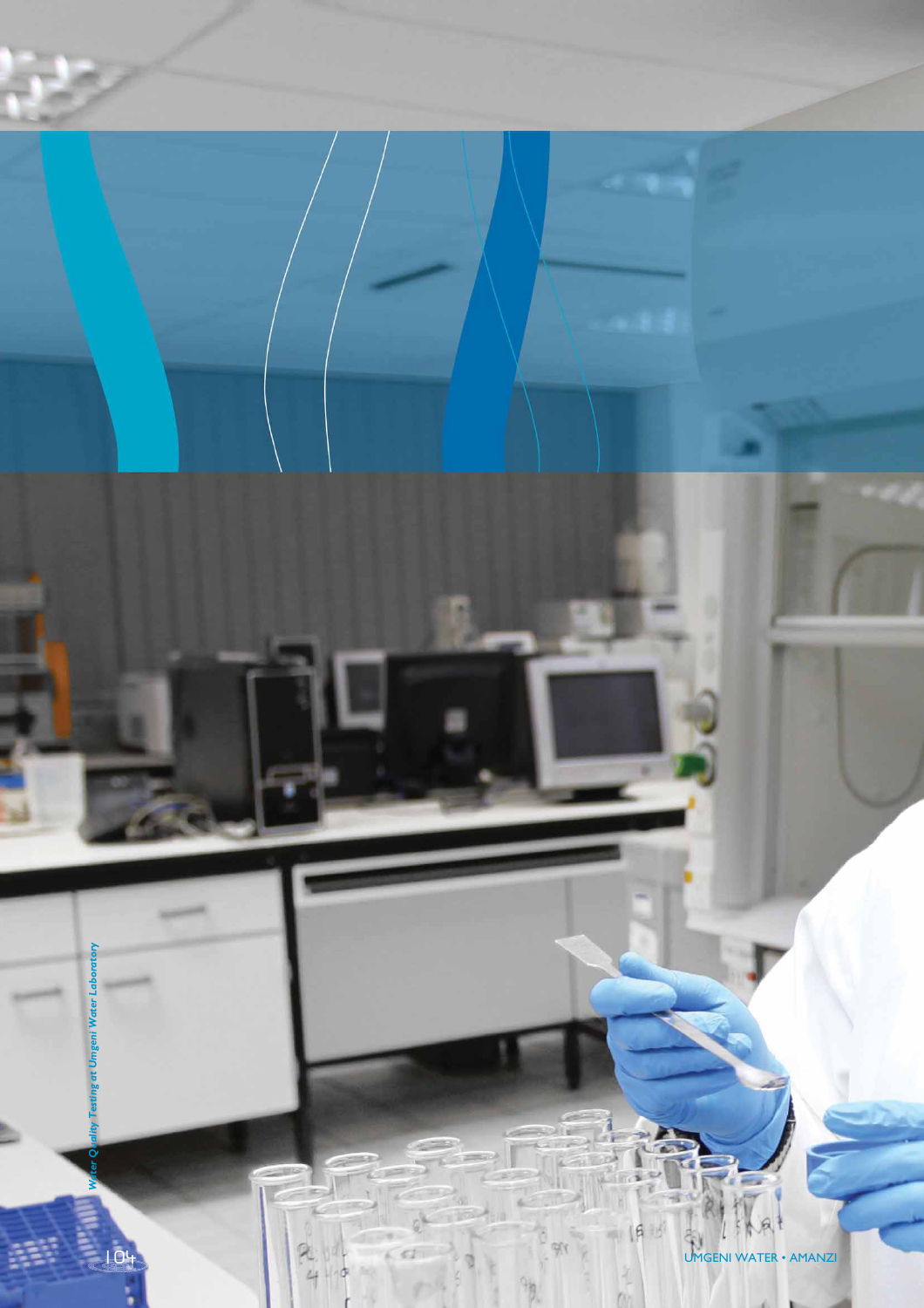Water Quality Testing at Umgeni Water Laboratory